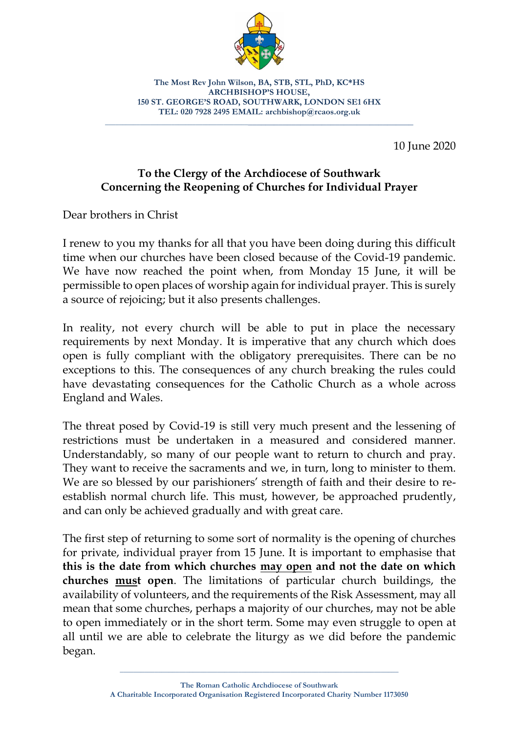**The Most Rev John Wilson, BA, STB, STL, PhD, KC*HS**
**ARCHBISHOP'S HOUSE,**
**150 ST. GEORGE'S ROAD, SOUTHWARK, LONDON SE1 6HX**
**TEL: 020 7928 2495 EMAIL: archbishop@rcaos.org.uk**

10 June 2020

**To the Clergy of the Archdiocese of Southwark**
**Concerning the Reopening of Churches for Individual Prayer**

Dear brothers in Christ

I renew to you my thanks for all that you have been doing during this difficult time when our churches have been closed because of the Covid-19 pandemic. We have now reached the point when, from Monday 15 June, it will be permissible to open places of worship again for individual prayer. This is surely a source of rejoicing; but it also presents challenges.

In reality, not every church will be able to put in place the necessary requirements by next Monday. It is imperative that any church which does open is fully compliant with the obligatory prerequisites. There can be no exceptions to this. The consequences of any church breaking the rules could have devastating consequences for the Catholic Church as a whole across England and Wales.

The threat posed by Covid-19 is still very much present and the lessening of restrictions must be undertaken in a measured and considered manner. Understandably, so many of our people want to return to church and pray. They want to receive the sacraments and we, in turn, long to minister to them. We are so blessed by our parishioners' strength of faith and their desire to re-establish normal church life. This must, however, be approached prudently, and can only be achieved gradually and with great care.

The first step of returning to some sort of normality is the opening of churches for private, individual prayer from 15 June. It is important to emphasise that **this is the date from which churches <u>may open</u> and not the date on which churches <u>must</u> open**. The limitations of particular church buildings, the availability of volunteers, and the requirements of the Risk Assessment, may all mean that some churches, perhaps a majority of our churches, may not be able to open immediately or in the short term. Some may even struggle to open at all until we are able to celebrate the liturgy as we did before the pandemic began.

**The Roman Catholic Archdiocese of Southwark**
**A Charitable Incorporated Organisation Registered Incorporated Charity Number 1173050**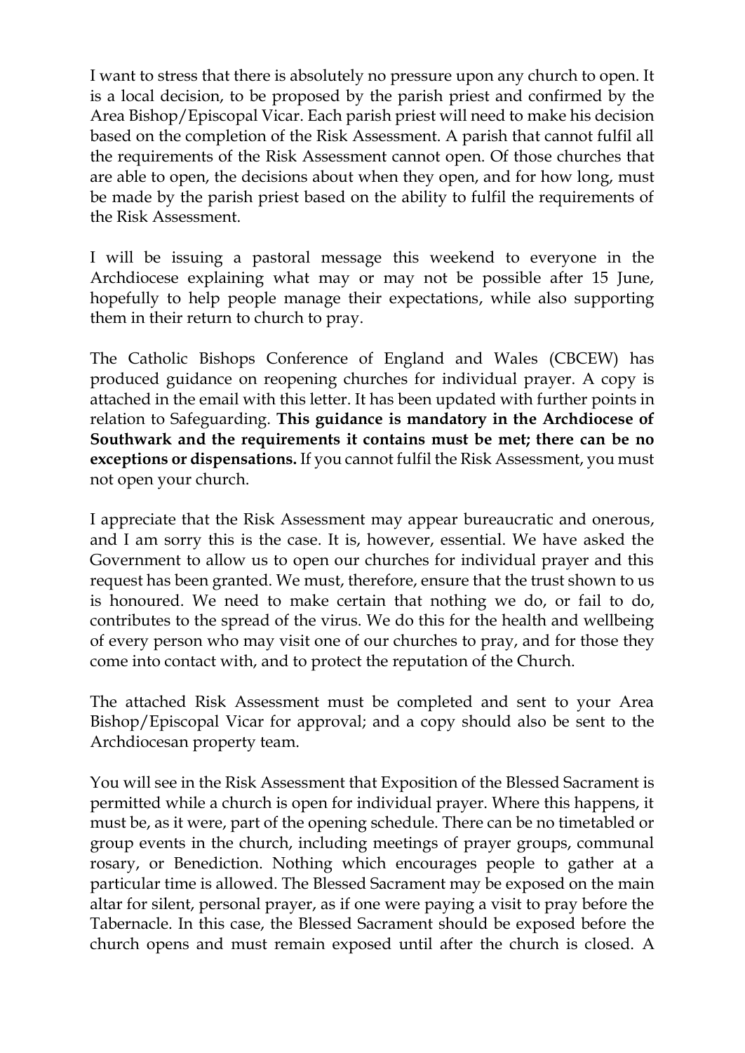I want to stress that there is absolutely no pressure upon any church to open. It is a local decision, to be proposed by the parish priest and confirmed by the Area Bishop/Episcopal Vicar. Each parish priest will need to make his decision based on the completion of the Risk Assessment. A parish that cannot fulfil all the requirements of the Risk Assessment cannot open. Of those churches that are able to open, the decisions about when they open, and for how long, must be made by the parish priest based on the ability to fulfil the requirements of the Risk Assessment.

I will be issuing a pastoral message this weekend to everyone in the Archdiocese explaining what may or may not be possible after 15 June, hopefully to help people manage their expectations, while also supporting them in their return to church to pray.

The Catholic Bishops Conference of England and Wales (CBCEW) has produced guidance on reopening churches for individual prayer. A copy is attached in the email with this letter. It has been updated with further points in relation to Safeguarding. **This guidance is mandatory in the Archdiocese of Southwark and the requirements it contains must be met; there can be no exceptions or dispensations.** If you cannot fulfil the Risk Assessment, you must not open your church.

I appreciate that the Risk Assessment may appear bureaucratic and onerous, and I am sorry this is the case. It is, however, essential. We have asked the Government to allow us to open our churches for individual prayer and this request has been granted. We must, therefore, ensure that the trust shown to us is honoured. We need to make certain that nothing we do, or fail to do, contributes to the spread of the virus. We do this for the health and wellbeing of every person who may visit one of our churches to pray, and for those they come into contact with, and to protect the reputation of the Church.

The attached Risk Assessment must be completed and sent to your Area Bishop/Episcopal Vicar for approval; and a copy should also be sent to the Archdiocesan property team.

You will see in the Risk Assessment that Exposition of the Blessed Sacrament is permitted while a church is open for individual prayer. Where this happens, it must be, as it were, part of the opening schedule. There can be no timetabled or group events in the church, including meetings of prayer groups, communal rosary, or Benediction. Nothing which encourages people to gather at a particular time is allowed. The Blessed Sacrament may be exposed on the main altar for silent, personal prayer, as if one were paying a visit to pray before the Tabernacle. In this case, the Blessed Sacrament should be exposed before the church opens and must remain exposed until after the church is closed. A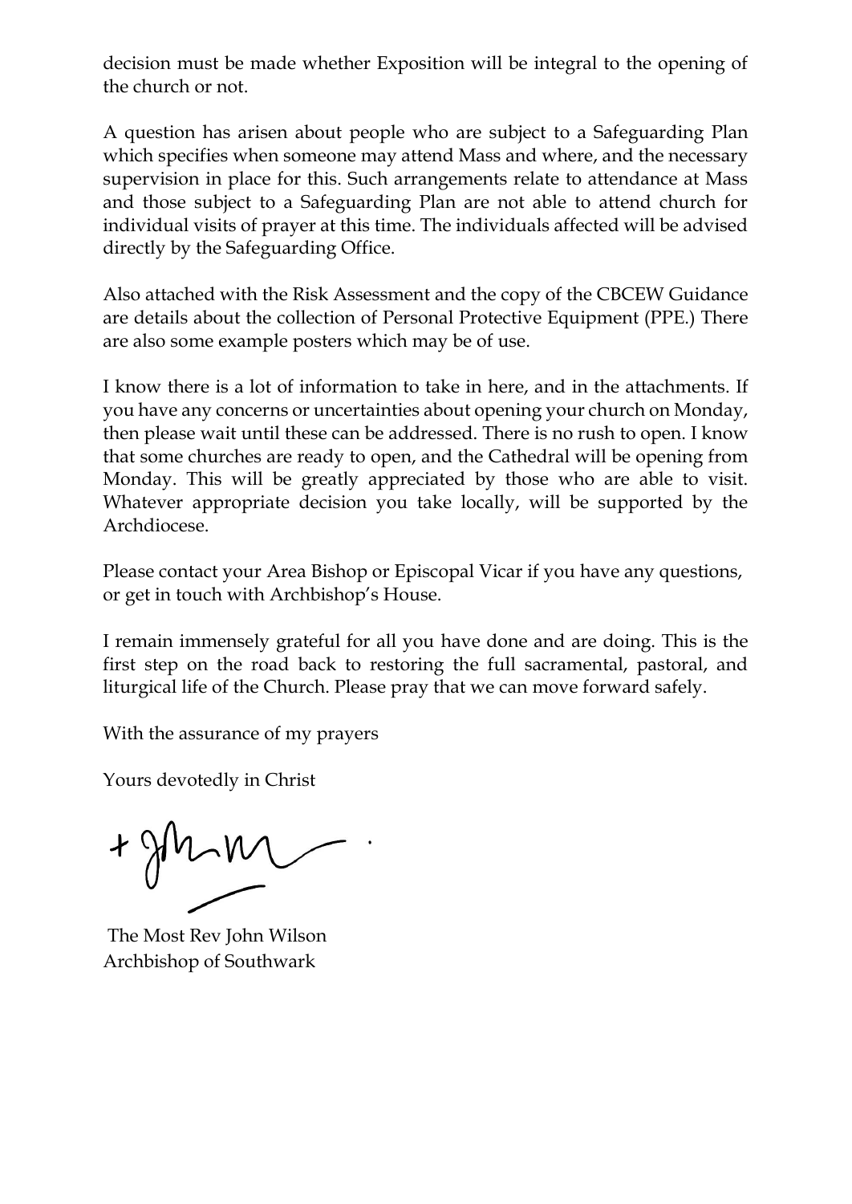decision must be made whether Exposition will be integral to the opening of the church or not.

A question has arisen about people who are subject to a Safeguarding Plan which specifies when someone may attend Mass and where, and the necessary supervision in place for this. Such arrangements relate to attendance at Mass and those subject to a Safeguarding Plan are not able to attend church for individual visits of prayer at this time. The individuals affected will be advised directly by the Safeguarding Office.

Also attached with the Risk Assessment and the copy of the CBCEW Guidance are details about the collection of Personal Protective Equipment (PPE.) There are also some example posters which may be of use.

I know there is a lot of information to take in here, and in the attachments. If you have any concerns or uncertainties about opening your church on Monday, then please wait until these can be addressed. There is no rush to open. I know that some churches are ready to open, and the Cathedral will be opening from Monday. This will be greatly appreciated by those who are able to visit. Whatever appropriate decision you take locally, will be supported by the Archdiocese.

Please contact your Area Bishop or Episcopal Vicar if you have any questions, or get in touch with Archbishop's House.

I remain immensely grateful for all you have done and are doing. This is the first step on the road back to restoring the full sacramental, pastoral, and liturgical life of the Church. Please pray that we can move forward safely.

With the assurance of my prayers

Yours devotedly in Christ

The Most Rev John Wilson
Archbishop of Southwark